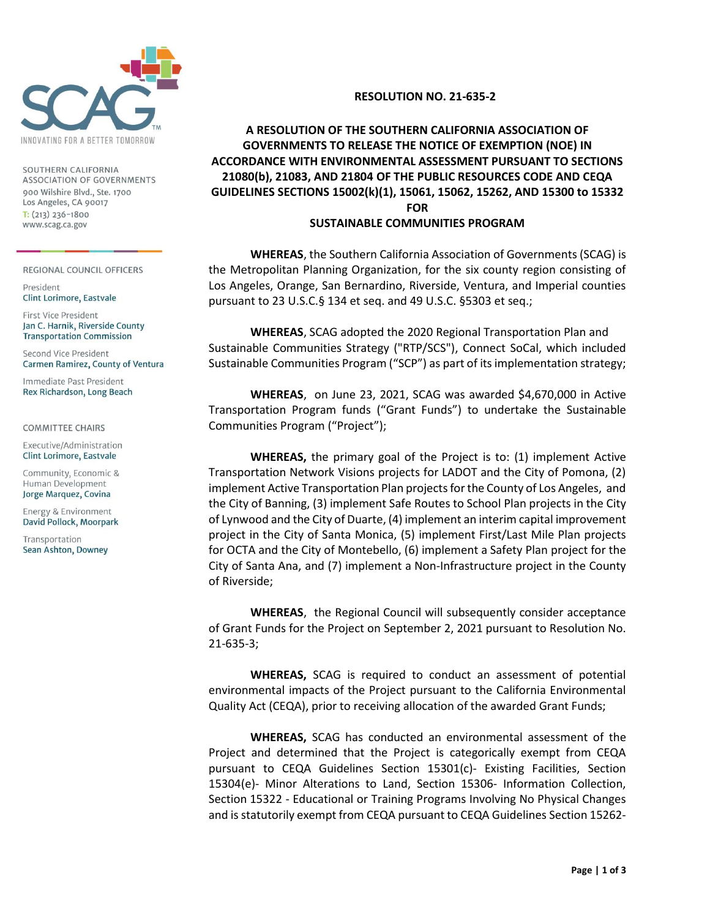SOUTHERN CALIFORNIA ASSOCIATION OF GOVERNMENTS
900 Wilshire Blvd., Ste. 1700
Los Angeles, CA 90017
T: (213) 236-1800
www.scag.ca.gov

REGIONAL COUNCIL OFFICERS

President
Clint Lorimore, Eastvale

First Vice President
Jan C. Harnik, Riverside County Transportation Commission

Second Vice President
Carmen Ramirez, County of Ventura

Immediate Past President
Rex Richardson, Long Beach

COMMITTEE CHAIRS

Executive/Administration
Clint Lorimore, Eastvale

Community, Economic & Human Development
Jorge Marquez, Covina

Energy & Environment
David Pollock, Moorpark

Transportation
Sean Ashton, Downey

# RESOLUTION NO. 21-635-2

## A RESOLUTION OF THE SOUTHERN CALIFORNIA ASSOCIATION OF GOVERNMENTS TO RELEASE THE NOTICE OF EXEMPTION (NOE) IN ACCORDANCE WITH ENVIRONMENTAL ASSESSMENT PURSUANT TO SECTIONS 21080(b), 21083, AND 21804 OF THE PUBLIC RESOURCES CODE AND CEQA GUIDELINES SECTIONS 15002(k)(1), 15061, 15062, 15262, AND 15300 to 15332 FOR SUSTAINABLE COMMUNITIES PROGRAM

**WHEREAS**, the Southern California Association of Governments (SCAG) is the Metropolitan Planning Organization, for the six county region consisting of Los Angeles, Orange, San Bernardino, Riverside, Ventura, and Imperial counties pursuant to 23 U.S.C.§ 134 et seq. and 49 U.S.C. §5303 et seq.;

**WHEREAS**, SCAG adopted the 2020 Regional Transportation Plan and Sustainable Communities Strategy ("RTP/SCS"), Connect SoCal, which included Sustainable Communities Program ("SCP") as part of its implementation strategy;

**WHEREAS**, on June 23, 2021, SCAG was awarded $4,670,000 in Active Transportation Program funds ("Grant Funds") to undertake the Sustainable Communities Program ("Project");

**WHEREAS,** the primary goal of the Project is to: (1) implement Active Transportation Network Visions projects for LADOT and the City of Pomona, (2) implement Active Transportation Plan projects for the County of Los Angeles, and the City of Banning, (3) implement Safe Routes to School Plan projects in the City of Lynwood and the City of Duarte, (4) implement an interim capital improvement project in the City of Santa Monica, (5) implement First/Last Mile Plan projects for OCTA and the City of Montebello, (6) implement a Safety Plan project for the City of Santa Ana, and (7) implement a Non-Infrastructure project in the County of Riverside;

**WHEREAS**, the Regional Council will subsequently consider acceptance of Grant Funds for the Project on September 2, 2021 pursuant to Resolution No. 21-635-3;

**WHEREAS,** SCAG is required to conduct an assessment of potential environmental impacts of the Project pursuant to the California Environmental Quality Act (CEQA), prior to receiving allocation of the awarded Grant Funds;

**WHEREAS,** SCAG has conducted an environmental assessment of the Project and determined that the Project is categorically exempt from CEQA pursuant to CEQA Guidelines Section 15301(c)- Existing Facilities, Section 15304(e)- Minor Alterations to Land, Section 15306- Information Collection, Section 15322 - Educational or Training Programs Involving No Physical Changes and is statutorily exempt from CEQA pursuant to CEQA Guidelines Section 15262-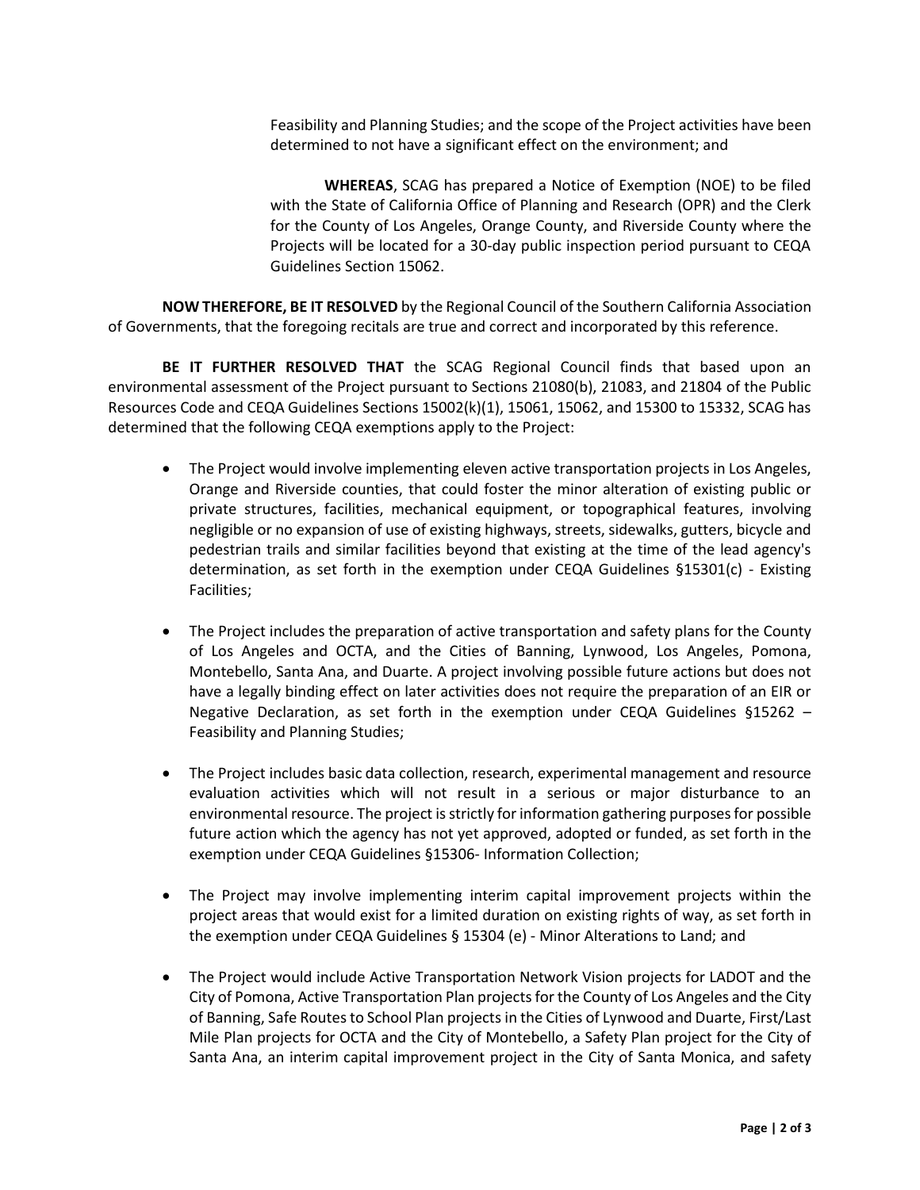Feasibility and Planning Studies; and the scope of the Project activities have been determined to not have a significant effect on the environment; and

**WHEREAS**, SCAG has prepared a Notice of Exemption (NOE) to be filed with the State of California Office of Planning and Research (OPR) and the Clerk for the County of Los Angeles, Orange County, and Riverside County where the Projects will be located for a 30-day public inspection period pursuant to CEQA Guidelines Section 15062.

**NOW THEREFORE, BE IT RESOLVED** by the Regional Council of the Southern California Association of Governments, that the foregoing recitals are true and correct and incorporated by this reference.

**BE IT FURTHER RESOLVED THAT** the SCAG Regional Council finds that based upon an environmental assessment of the Project pursuant to Sections 21080(b), 21083, and 21804 of the Public Resources Code and CEQA Guidelines Sections 15002(k)(1), 15061, 15062, and 15300 to 15332, SCAG has determined that the following CEQA exemptions apply to the Project:

- The Project would involve implementing eleven active transportation projects in Los Angeles, Orange and Riverside counties, that could foster the minor alteration of existing public or private structures, facilities, mechanical equipment, or topographical features, involving negligible or no expansion of use of existing highways, streets, sidewalks, gutters, bicycle and pedestrian trails and similar facilities beyond that existing at the time of the lead agency's determination, as set forth in the exemption under CEQA Guidelines §15301(c) - Existing Facilities;

- The Project includes the preparation of active transportation and safety plans for the County of Los Angeles and OCTA, and the Cities of Banning, Lynwood, Los Angeles, Pomona, Montebello, Santa Ana, and Duarte. A project involving possible future actions but does not have a legally binding effect on later activities does not require the preparation of an EIR or Negative Declaration, as set forth in the exemption under CEQA Guidelines §15262 – Feasibility and Planning Studies;

- The Project includes basic data collection, research, experimental management and resource evaluation activities which will not result in a serious or major disturbance to an environmental resource. The project is strictly for information gathering purposes for possible future action which the agency has not yet approved, adopted or funded, as set forth in the exemption under CEQA Guidelines §15306- Information Collection;

- The Project may involve implementing interim capital improvement projects within the project areas that would exist for a limited duration on existing rights of way, as set forth in the exemption under CEQA Guidelines § 15304 (e) - Minor Alterations to Land; and

- The Project would include Active Transportation Network Vision projects for LADOT and the City of Pomona, Active Transportation Plan projects for the County of Los Angeles and the City of Banning, Safe Routes to School Plan projects in the Cities of Lynwood and Duarte, First/Last Mile Plan projects for OCTA and the City of Montebello, a Safety Plan project for the City of Santa Ana, an interim capital improvement project in the City of Santa Monica, and safety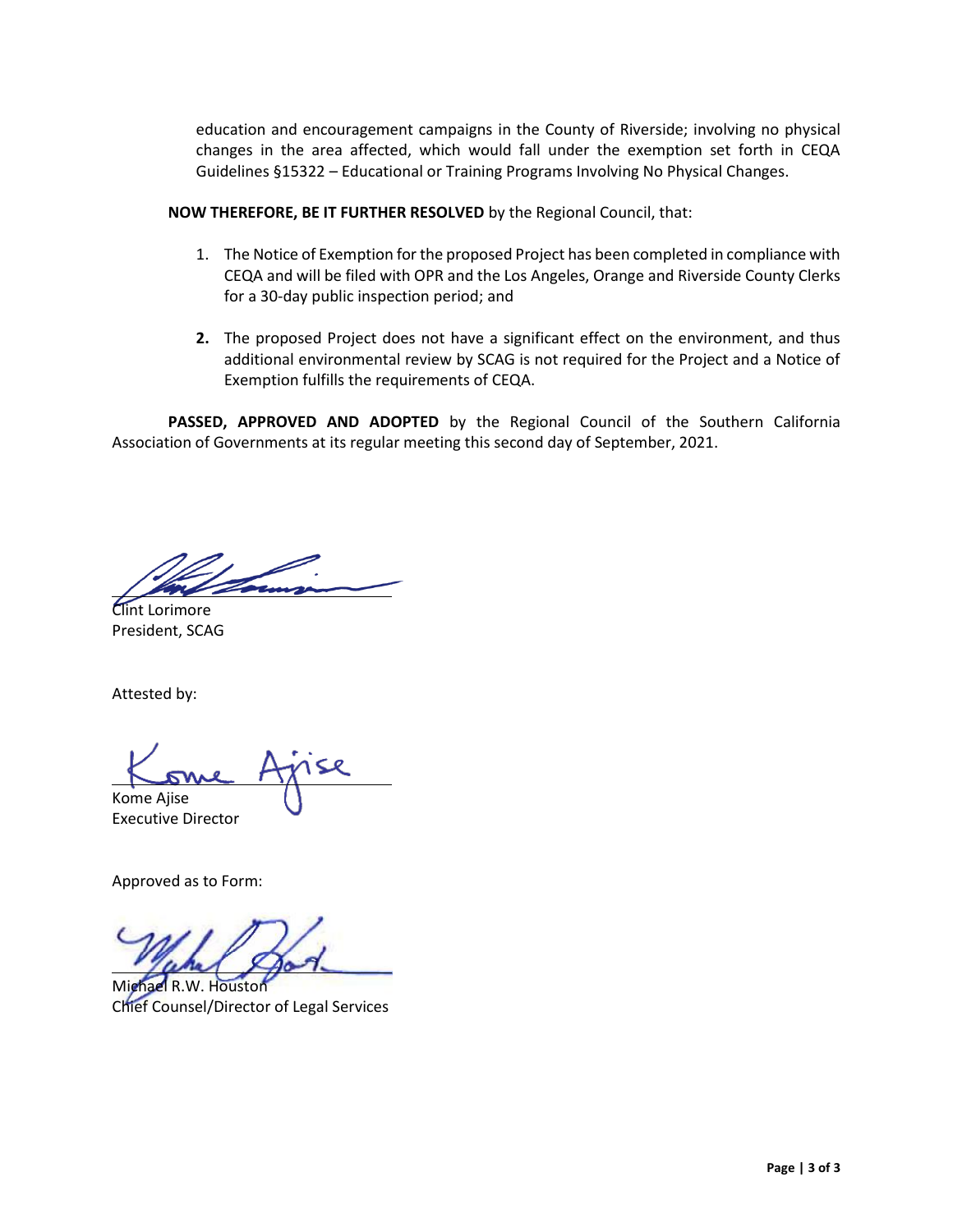education and encouragement campaigns in the County of Riverside; involving no physical changes in the area affected, which would fall under the exemption set forth in CEQA Guidelines §15322 – Educational or Training Programs Involving No Physical Changes.

**NOW THEREFORE, BE IT FURTHER RESOLVED** by the Regional Council, that:

1. The Notice of Exemption for the proposed Project has been completed in compliance with CEQA and will be filed with OPR and the Los Angeles, Orange and Riverside County Clerks for a 30-day public inspection period; and

2. The proposed Project does not have a significant effect on the environment, and thus additional environmental review by SCAG is not required for the Project and a Notice of Exemption fulfills the requirements of CEQA.

**PASSED, APPROVED AND ADOPTED** by the Regional Council of the Southern California Association of Governments at its regular meeting this second day of September, 2021.

Clint Lorimore
President, SCAG

Attested by:

Kome Ajise
Executive Director

Approved as to Form:

Michael R.W. Houston
Chief Counsel/Director of Legal Services